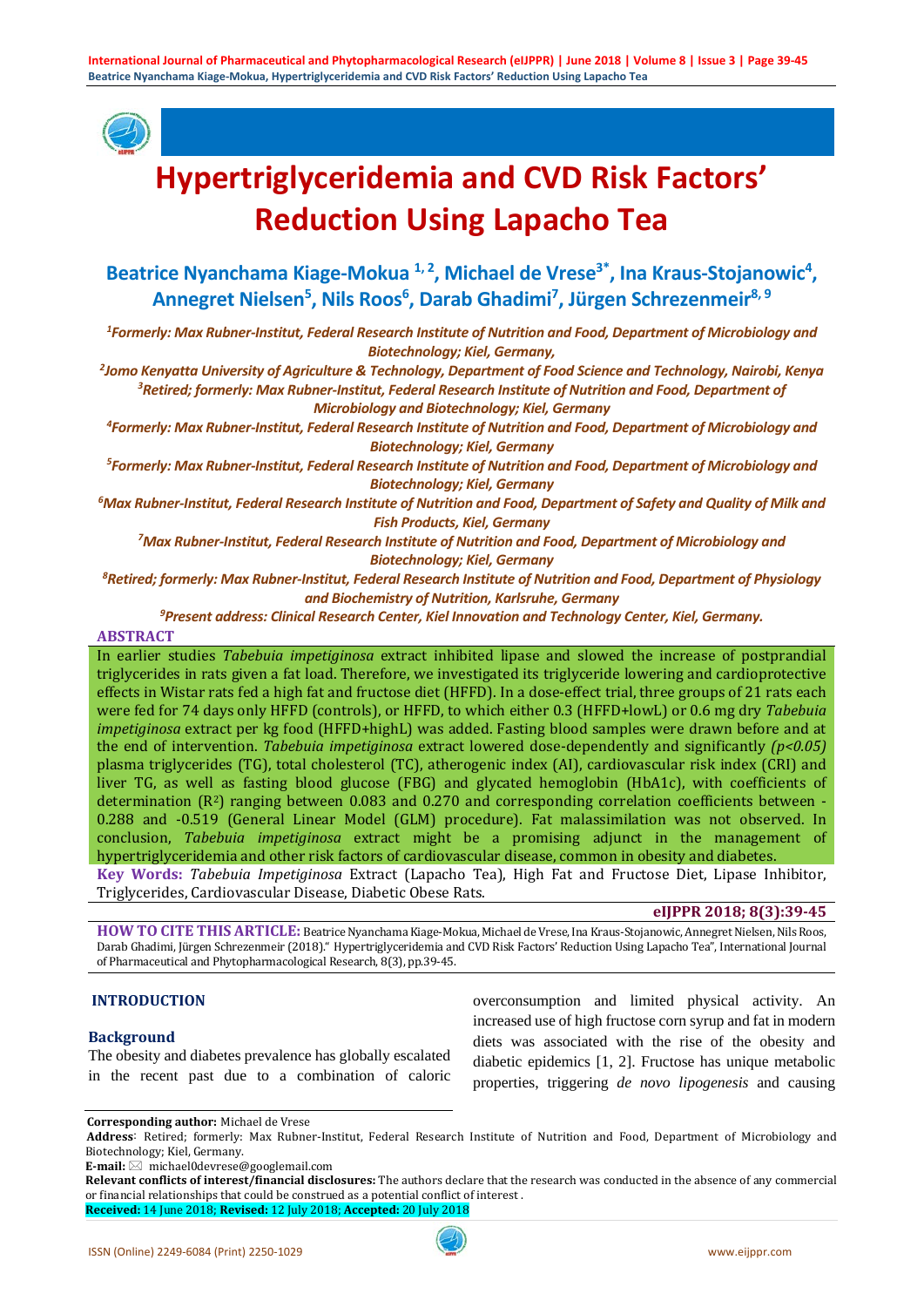# Hypertriglyceridemia and CVD Risk Factors' Reduction Using Lapacho Tea

**Beatrice Nyanchama Kiage-Mokua [1, 2], Michael de Vrese[3*], Ina Kraus-Stojanowic[4], Annegret Nielsen[5], Nils Roos[6], Darab Ghadimi[7], Jürgen Schrezenmeir[8, 9]**

*[1]Formerly: Max Rubner-Institut, Federal Research Institute of Nutrition and Food, Department of Microbiology and Biotechnology; Kiel, Germany,*

*[2]Jomo Kenyatta University of Agriculture & Technology, Department of Food Science and Technology, Nairobi, Kenya*

*[3]Retired; formerly: Max Rubner-Institut, Federal Research Institute of Nutrition and Food, Department of Microbiology and Biotechnology; Kiel, Germany*

*[4]Formerly: Max Rubner-Institut, Federal Research Institute of Nutrition and Food, Department of Microbiology and Biotechnology; Kiel, Germany*

*[5]Formerly: Max Rubner-Institut, Federal Research Institute of Nutrition and Food, Department of Microbiology and Biotechnology; Kiel, Germany*

*[6]Max Rubner-Institut, Federal Research Institute of Nutrition and Food, Department of Safety and Quality of Milk and Fish Products, Kiel, Germany*

*[7]Max Rubner-Institut, Federal Research Institute of Nutrition and Food, Department of Microbiology and Biotechnology; Kiel, Germany*

*[8]Retired; formerly: Max Rubner-Institut, Federal Research Institute of Nutrition and Food, Department of Physiology and Biochemistry of Nutrition, Karlsruhe, Germany*

*[9]Present address: Clinical Research Center, Kiel Innovation and Technology Center, Kiel, Germany.*

## ABSTRACT

In earlier studies *Tabebuia impetiginosa* extract inhibited lipase and slowed the increase of postprandial triglycerides in rats given a fat load. Therefore, we investigated its triglyceride lowering and cardioprotective effects in Wistar rats fed a high fat and fructose diet (HFFD). In a dose-effect trial, three groups of 21 rats each were fed for 74 days only HFFD (controls), or HFFD, to which either 0.3 (HFFD+lowL) or 0.6 mg dry *Tabebuia impetiginosa* extract per kg food (HFFD+highL) was added. Fasting blood samples were drawn before and at the end of intervention. *Tabebuia impetiginosa* extract lowered dose-dependently and significantly *($p<0.05$)* plasma triglycerides (TG), total cholesterol (TC), atherogenic index (AI), cardiovascular risk index (CRI) and liver TG, as well as fasting blood glucose (FBG) and glycated hemoglobin (HbA1c), with coefficients of determination ($R^2$) ranging between 0.083 and 0.270 and corresponding correlation coefficients between -0.288 and -0.519 (General Linear Model (GLM) procedure). Fat malassimilation was not observed. In conclusion, *Tabebuia impetiginosa* extract might be a promising adjunct in the management of hypertriglyceridemia and other risk factors of cardiovascular disease, common in obesity and diabetes.

**Key Words:** *Tabebuia Impetiginosa* Extract (Lapacho Tea), High Fat and Fructose Diet, Lipase Inhibitor, Triglycerides, Cardiovascular Disease, Diabetic Obese Rats.

**eIJPPR 2018; 8(3):39-45**

**HOW TO CITE THIS ARTICLE:** Beatrice Nyanchama Kiage-Mokua, Michael de Vrese, Ina Kraus-Stojanowic, Annegret Nielsen, Nils Roos, Darab Ghadimi, Jürgen Schrezenmeir (2018)." Hypertriglyceridemia and CVD Risk Factors' Reduction Using Lapacho Tea", International Journal of Pharmaceutical and Phytopharmacological Research, 8(3), pp.39-45.

## INTRODUCTION

### Background

The obesity and diabetes prevalence has globally escalated in the recent past due to a combination of caloric overconsumption and limited physical activity. An increased use of high fructose corn syrup and fat in modern diets was associated with the rise of the obesity and diabetic epidemics [1, 2]. Fructose has unique metabolic properties, triggering *de novo lipogenesis* and causing

---

**Corresponding author:** Michael de Vrese

**Address**: Retired; formerly: Max Rubner-Institut, Federal Research Institute of Nutrition and Food, Department of Microbiology and Biotechnology; Kiel, Germany.

**E-mail:** ✉ michael0devrese@googlemail.com

**Relevant conflicts of interest/financial disclosures:** The authors declare that the research was conducted in the absence of any commercial or financial relationships that could be construed as a potential conflict of interest .

**Received:** 14 June 2018; **Revised:** 12 July 2018; **Accepted:** 20 July 2018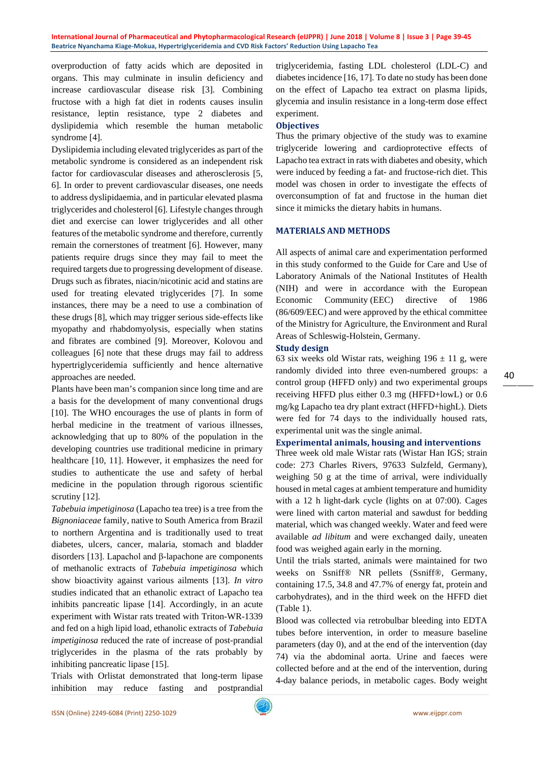overproduction of fatty acids which are deposited in organs. This may culminate in insulin deficiency and increase cardiovascular disease risk [3]. Combining fructose with a high fat diet in rodents causes insulin resistance, leptin resistance, type 2 diabetes and dyslipidemia which resemble the human metabolic syndrome [4].

Dyslipidemia including elevated triglycerides as part of the metabolic syndrome is considered as an independent risk factor for cardiovascular diseases and atherosclerosis [5, 6]. In order to prevent cardiovascular diseases, one needs to address dyslipidaemia, and in particular elevated plasma triglycerides and cholesterol [6]. Lifestyle changes through diet and exercise can lower triglycerides and all other features of the metabolic syndrome and therefore, currently remain the cornerstones of treatment [6]. However, many patients require drugs since they may fail to meet the required targets due to progressing development of disease. Drugs such as fibrates, niacin/nicotinic acid and statins are used for treating elevated triglycerides [7]. In some instances, there may be a need to use a combination of these drugs [8], which may trigger serious side-effects like myopathy and rhabdomyolysis, especially when statins and fibrates are combined [9]. Moreover, Kolovou and colleagues [6] note that these drugs may fail to address hypertriglyceridemia sufficiently and hence alternative approaches are needed.

Plants have been man's companion since long time and are a basis for the development of many conventional drugs [10]. The WHO encourages the use of plants in form of herbal medicine in the treatment of various illnesses, acknowledging that up to 80% of the population in the developing countries use traditional medicine in primary healthcare [10, 11]. However, it emphasizes the need for studies to authenticate the use and safety of herbal medicine in the population through rigorous scientific scrutiny [12].

*Tabebuia impetiginosa* (Lapacho tea tree) is a tree from the *Bignoniaceae* family, native to South America from Brazil to northern Argentina and is traditionally used to treat diabetes, ulcers, cancer, malaria, stomach and bladder disorders [13]. Lapachol and β-lapachone are components of methanolic extracts of *Tabebuia impetiginosa* which show bioactivity against various ailments [13]. *In vitro* studies indicated that an ethanolic extract of Lapacho tea inhibits pancreatic lipase [14]. Accordingly, in an acute experiment with Wistar rats treated with Triton-WR-1339 and fed on a high lipid load, ethanolic extracts of *Tabebuia impetiginosa* reduced the rate of increase of post-prandial triglycerides in the plasma of the rats probably by inhibiting pancreatic lipase [15].

Trials with Orlistat demonstrated that long-term lipase inhibition may reduce fasting and postprandial triglyceridemia, fasting LDL cholesterol (LDL-C) and diabetes incidence [16, 17]. To date no study has been done on the effect of Lapacho tea extract on plasma lipids, glycemia and insulin resistance in a long-term dose effect experiment.

### Objectives

Thus the primary objective of the study was to examine triglyceride lowering and cardioprotective effects of Lapacho tea extract in rats with diabetes and obesity, which were induced by feeding a fat- and fructose-rich diet. This model was chosen in order to investigate the effects of overconsumption of fat and fructose in the human diet since it mimicks the dietary habits in humans.

## MATERIALS AND METHODS

All aspects of animal care and experimentation performed in this study conformed to the Guide for Care and Use of Laboratory Animals of the National Institutes of Health (NIH) and were in accordance with the European Economic Community (EEC) directive of 1986 (86/609/EEC) and were approved by the ethical committee of the Ministry for Agriculture, the Environment and Rural Areas of Schleswig-Holstein, Germany.

### Study design

63 six weeks old Wistar rats, weighing 196 ± 11 g, were randomly divided into three even-numbered groups: a control group (HFFD only) and two experimental groups receiving HFFD plus either 0.3 mg (HFFD+lowL) or 0.6 mg/kg Lapacho tea dry plant extract (HFFD+highL). Diets were fed for 74 days to the individually housed rats, experimental unit was the single animal.

### Experimental animals, housing and interventions

Three week old male Wistar rats (Wistar Han IGS; strain code: 273 Charles Rivers, 97633 Sulzfeld, Germany), weighing 50 g at the time of arrival, were individually housed in metal cages at ambient temperature and humidity with a 12 h light-dark cycle (lights on at 07:00). Cages were lined with carton material and sawdust for bedding material, which was changed weekly. Water and feed were available *ad libitum* and were exchanged daily, uneaten food was weighed again early in the morning.

Until the trials started, animals were maintained for two weeks on Ssniff® NR pellets (Ssniff®, Germany, containing 17.5, 34.8 and 47.7% of energy fat, protein and carbohydrates), and in the third week on the HFFD diet (Table 1).

Blood was collected via retrobulbar bleeding into EDTA tubes before intervention, in order to measure baseline parameters (day 0), and at the end of the intervention (day 74) via the abdominal aorta. Urine and faeces were collected before and at the end of the intervention, during 4-day balance periods, in metabolic cages. Body weight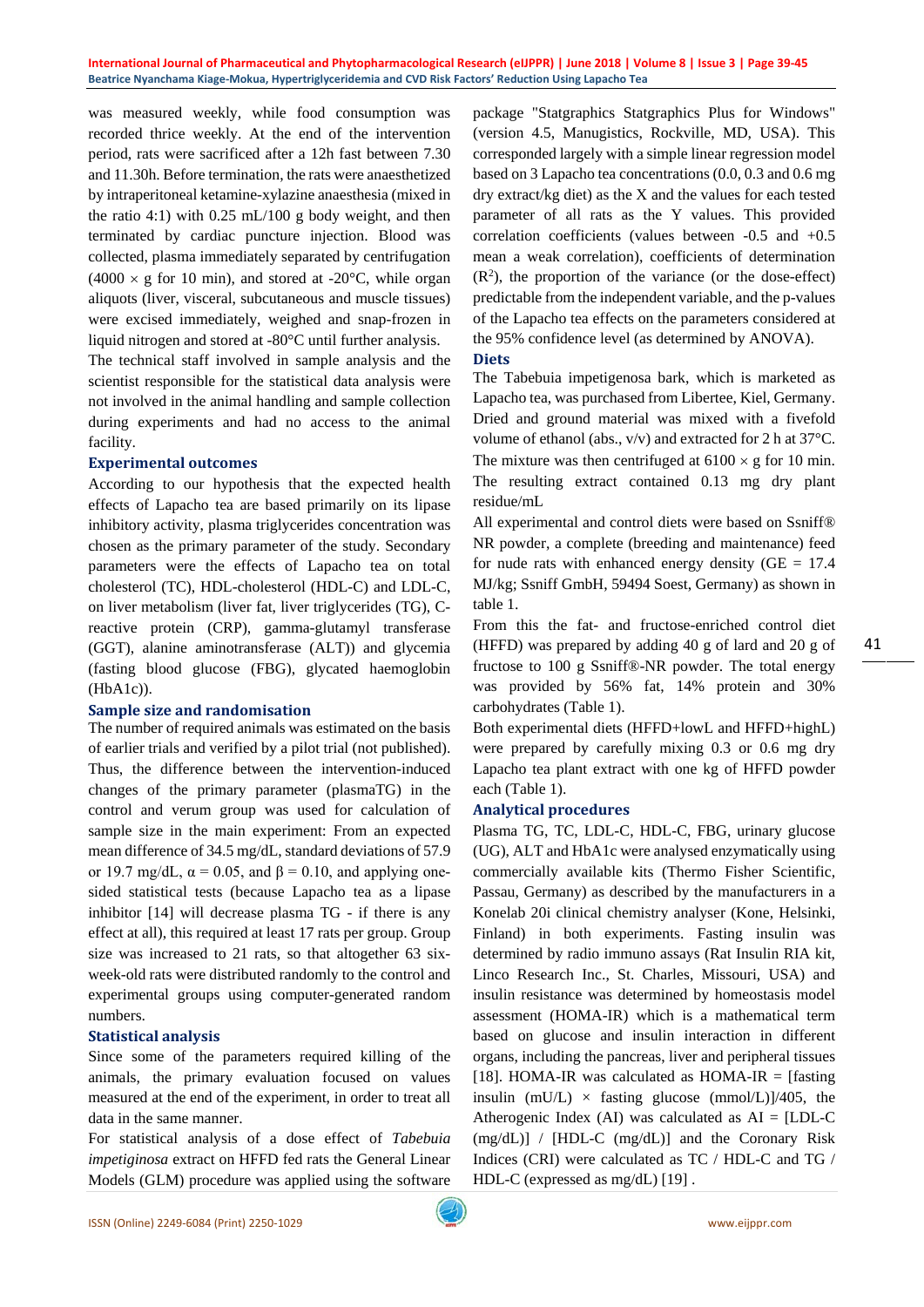was measured weekly, while food consumption was recorded thrice weekly. At the end of the intervention period, rats were sacrificed after a 12h fast between 7.30 and 11.30h. Before termination, the rats were anaesthetized by intraperitoneal ketamine-xylazine anaesthesia (mixed in the ratio 4:1) with 0.25 mL/100 g body weight, and then terminated by cardiac puncture injection. Blood was collected, plasma immediately separated by centrifugation ($4000 \times g$ for 10 min), and stored at -20°C, while organ aliquots (liver, visceral, subcutaneous and muscle tissues) were excised immediately, weighed and snap-frozen in liquid nitrogen and stored at -80°C until further analysis.

The technical staff involved in sample analysis and the scientist responsible for the statistical data analysis were not involved in the animal handling and sample collection during experiments and had no access to the animal facility.

### Experimental outcomes

According to our hypothesis that the expected health effects of Lapacho tea are based primarily on its lipase inhibitory activity, plasma triglycerides concentration was chosen as the primary parameter of the study. Secondary parameters were the effects of Lapacho tea on total cholesterol (TC), HDL-cholesterol (HDL-C) and LDL-C, on liver metabolism (liver fat, liver triglycerides (TG), C-reactive protein (CRP), gamma-glutamyl transferase (GGT), alanine aminotransferase (ALT)) and glycemia (fasting blood glucose (FBG), glycated haemoglobin (HbA1c)).

### Sample size and randomisation

The number of required animals was estimated on the basis of earlier trials and verified by a pilot trial (not published). Thus, the difference between the intervention-induced changes of the primary parameter (plasmaTG) in the control and verum group was used for calculation of sample size in the main experiment: From an expected mean difference of 34.5 mg/dL, standard deviations of 57.9 or 19.7 mg/dL, $\alpha = 0.05$, and $\beta = 0.10$, and applying one-sided statistical tests (because Lapacho tea as a lipase inhibitor [14] will decrease plasma TG - if there is any effect at all), this required at least 17 rats per group. Group size was increased to 21 rats, so that altogether 63 six-week-old rats were distributed randomly to the control and experimental groups using computer-generated random numbers.

### Statistical analysis

Since some of the parameters required killing of the animals, the primary evaluation focused on values measured at the end of the experiment, in order to treat all data in the same manner.

For statistical analysis of a dose effect of *Tabebuia impetiginosa* extract on HFFD fed rats the General Linear Models (GLM) procedure was applied using the software package "Statgraphics Statgraphics Plus for Windows" (version 4.5, Manugistics, Rockville, MD, USA). This corresponded largely with a simple linear regression model based on 3 Lapacho tea concentrations (0.0, 0.3 and 0.6 mg dry extract/kg diet) as the X and the values for each tested parameter of all rats as the Y values. This provided correlation coefficients (values between -0.5 and +0.5 mean a weak correlation), coefficients of determination ($R^2$), the proportion of the variance (or the dose-effect) predictable from the independent variable, and the p-values of the Lapacho tea effects on the parameters considered at the 95% confidence level (as determined by ANOVA).

### Diets

The Tabebuia impetigenosa bark, which is marketed as Lapacho tea, was purchased from Libertee, Kiel, Germany. Dried and ground material was mixed with a fivefold volume of ethanol (abs., v/v) and extracted for 2 h at 37°C. The mixture was then centrifuged at $6100 \times g$ for 10 min. The resulting extract contained 0.13 mg dry plant residue/mL

All experimental and control diets were based on Ssniff® NR powder, a complete (breeding and maintenance) feed for nude rats with enhanced energy density (GE = 17.4 MJ/kg; Ssniff GmbH, 59494 Soest, Germany) as shown in table 1.

From this the fat- and fructose-enriched control diet (HFFD) was prepared by adding 40 g of lard and 20 g of fructose to 100 g Ssniff®-NR powder. The total energy was provided by 56% fat, 14% protein and 30% carbohydrates (Table 1).

Both experimental diets (HFFD+lowL and HFFD+highL) were prepared by carefully mixing 0.3 or 0.6 mg dry Lapacho tea plant extract with one kg of HFFD powder each (Table 1).

### Analytical procedures

Plasma TG, TC, LDL-C, HDL-C, FBG, urinary glucose (UG), ALT and HbA1c were analysed enzymatically using commercially available kits (Thermo Fisher Scientific, Passau, Germany) as described by the manufacturers in a Konelab 20i clinical chemistry analyser (Kone, Helsinki, Finland) in both experiments. Fasting insulin was determined by radio immuno assays (Rat Insulin RIA kit, Linco Research Inc., St. Charles, Missouri, USA) and insulin resistance was determined by homeostasis model assessment (HOMA-IR) which is a mathematical term based on glucose and insulin interaction in different organs, including the pancreas, liver and peripheral tissues [18]. HOMA-IR was calculated as HOMA-IR = [fasting insulin (mU/L) $\times$ fasting glucose (mmol/L)]/405, the Atherogenic Index (AI) was calculated as AI = [LDL-C (mg/dL)] / [HDL-C (mg/dL)] and the Coronary Risk Indices (CRI) were calculated as TC / HDL-C and TG / HDL-C (expressed as mg/dL) [19] .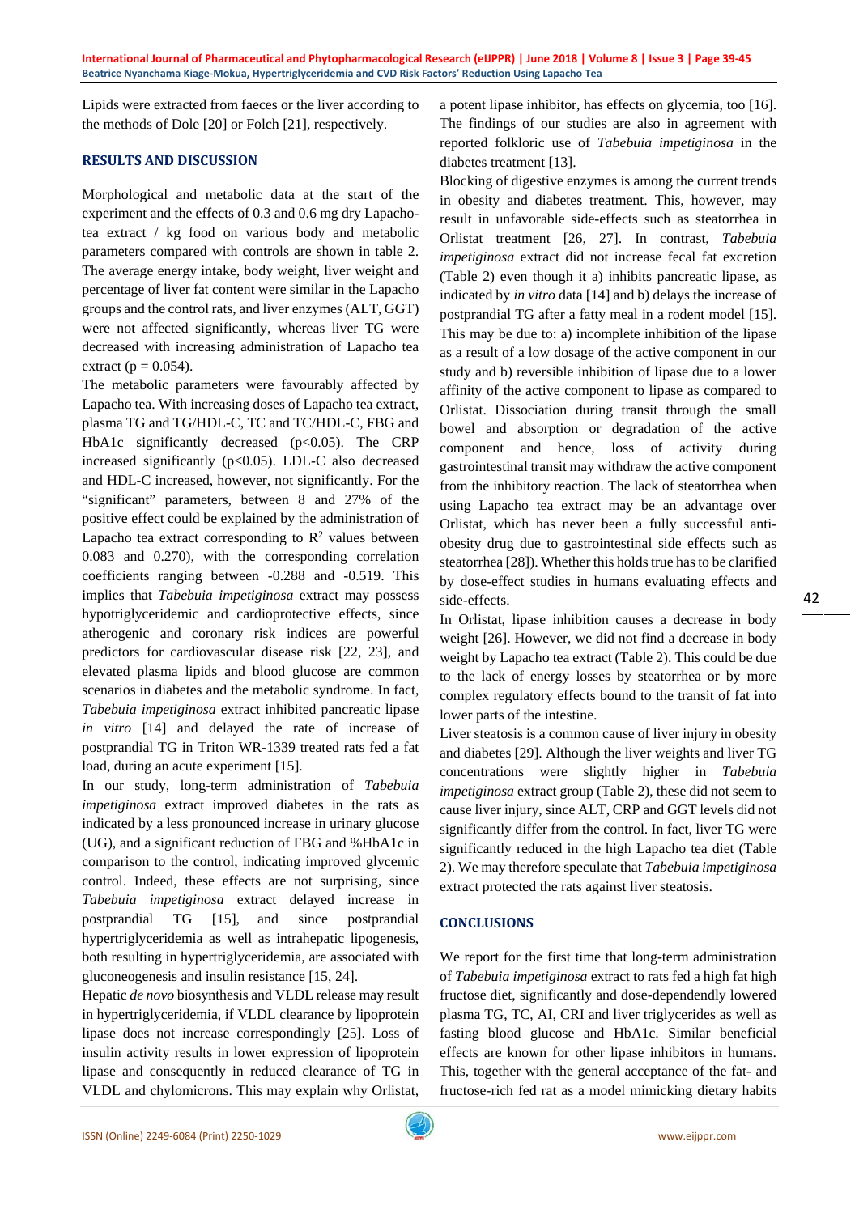Lipids were extracted from faeces or the liver according to the methods of Dole [20] or Folch [21], respectively.

## RESULTS AND DISCUSSION

Morphological and metabolic data at the start of the experiment and the effects of 0.3 and 0.6 mg dry Lapacho-tea extract / kg food on various body and metabolic parameters compared with controls are shown in table 2. The average energy intake, body weight, liver weight and percentage of liver fat content were similar in the Lapacho groups and the control rats, and liver enzymes (ALT, GGT) were not affected significantly, whereas liver TG were decreased with increasing administration of Lapacho tea extract ($p = 0.054$).

The metabolic parameters were favourably affected by Lapacho tea. With increasing doses of Lapacho tea extract, plasma TG and TG/HDL-C, TC and TC/HDL-C, FBG and HbA1c significantly decreased ($p<0.05$). The CRP increased significantly ($p<0.05$). LDL-C also decreased and HDL-C increased, however, not significantly. For the "significant" parameters, between 8 and 27% of the positive effect could be explained by the administration of Lapacho tea extract corresponding to $R^2$ values between 0.083 and 0.270), with the corresponding correlation coefficients ranging between -0.288 and -0.519. This implies that *Tabebuia impetiginosa* extract may possess hypotriglyceridemic and cardioprotective effects, since atherogenic and coronary risk indices are powerful predictors for cardiovascular disease risk [22, 23], and elevated plasma lipids and blood glucose are common scenarios in diabetes and the metabolic syndrome. In fact, *Tabebuia impetiginosa* extract inhibited pancreatic lipase *in vitro* [14] and delayed the rate of increase of postprandial TG in Triton WR-1339 treated rats fed a fat load, during an acute experiment [15].

In our study, long-term administration of *Tabebuia impetiginosa* extract improved diabetes in the rats as indicated by a less pronounced increase in urinary glucose (UG), and a significant reduction of FBG and %HbA1c in comparison to the control, indicating improved glycemic control. Indeed, these effects are not surprising, since *Tabebuia impetiginosa* extract delayed increase in postprandial TG [15], and since postprandial hypertriglyceridemia as well as intrahepatic lipogenesis, both resulting in hypertriglyceridemia, are associated with gluconeogenesis and insulin resistance [15, 24].

Hepatic *de novo* biosynthesis and VLDL release may result in hypertriglyceridemia, if VLDL clearance by lipoprotein lipase does not increase correspondingly [25]. Loss of insulin activity results in lower expression of lipoprotein lipase and consequently in reduced clearance of TG in VLDL and chylomicrons. This may explain why Orlistat, a potent lipase inhibitor, has effects on glycemia, too [16]. The findings of our studies are also in agreement with reported folkloric use of *Tabebuia impetiginosa* in the diabetes treatment [13].

Blocking of digestive enzymes is among the current trends in obesity and diabetes treatment. This, however, may result in unfavorable side-effects such as steatorrhea in Orlistat treatment [26, 27]. In contrast, *Tabebuia impetiginosa* extract did not increase fecal fat excretion (Table 2) even though it a) inhibits pancreatic lipase, as indicated by *in vitro* data [14] and b) delays the increase of postprandial TG after a fatty meal in a rodent model [15]. This may be due to: a) incomplete inhibition of the lipase as a result of a low dosage of the active component in our study and b) reversible inhibition of lipase due to a lower affinity of the active component to lipase as compared to Orlistat. Dissociation during transit through the small bowel and absorption or degradation of the active component and hence, loss of activity during gastrointestinal transit may withdraw the active component from the inhibitory reaction. The lack of steatorrhea when using Lapacho tea extract may be an advantage over Orlistat, which has never been a fully successful anti-obesity drug due to gastrointestinal side effects such as steatorrhea [28]). Whether this holds true has to be clarified by dose-effect studies in humans evaluating effects and side-effects.

In Orlistat, lipase inhibition causes a decrease in body weight [26]. However, we did not find a decrease in body weight by Lapacho tea extract (Table 2). This could be due to the lack of energy losses by steatorrhea or by more complex regulatory effects bound to the transit of fat into lower parts of the intestine.

Liver steatosis is a common cause of liver injury in obesity and diabetes [29]. Although the liver weights and liver TG concentrations were slightly higher in *Tabebuia impetiginosa* extract group (Table 2), these did not seem to cause liver injury, since ALT, CRP and GGT levels did not significantly differ from the control. In fact, liver TG were significantly reduced in the high Lapacho tea diet (Table 2). We may therefore speculate that *Tabebuia impetiginosa* extract protected the rats against liver steatosis.

## CONCLUSIONS

We report for the first time that long-term administration of *Tabebuia impetiginosa* extract to rats fed a high fat high fructose diet, significantly and dose-dependendly lowered plasma TG, TC, AI, CRI and liver triglycerides as well as fasting blood glucose and HbA1c. Similar beneficial effects are known for other lipase inhibitors in humans. This, together with the general acceptance of the fat- and fructose-rich fed rat as a model mimicking dietary habits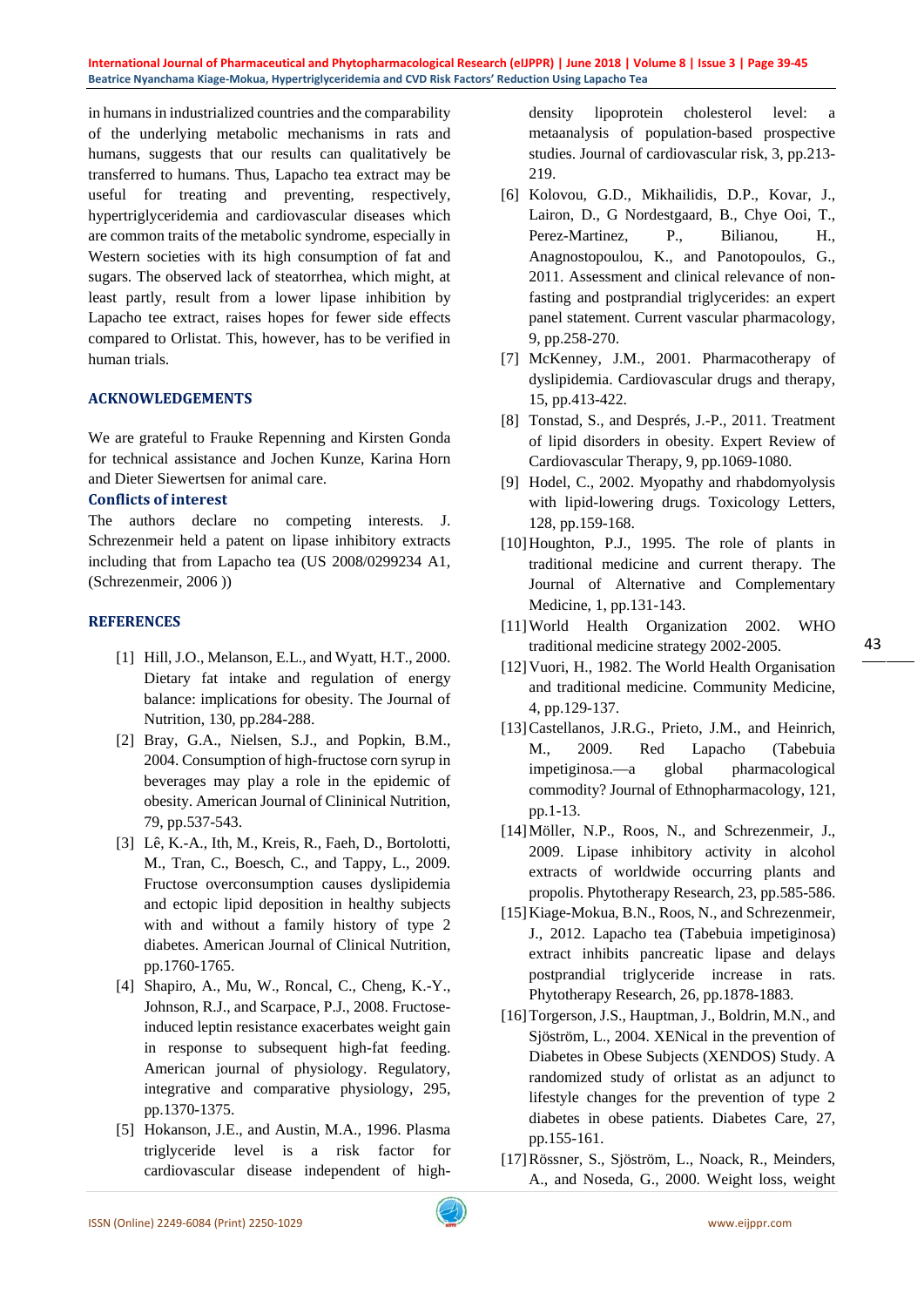in humans in industrialized countries and the comparability of the underlying metabolic mechanisms in rats and humans, suggests that our results can qualitatively be transferred to humans. Thus, Lapacho tea extract may be useful for treating and preventing, respectively, hypertriglyceridemia and cardiovascular diseases which are common traits of the metabolic syndrome, especially in Western societies with its high consumption of fat and sugars. The observed lack of steatorrhea, which might, at least partly, result from a lower lipase inhibition by Lapacho tee extract, raises hopes for fewer side effects compared to Orlistat. This, however, has to be verified in human trials.

## ACKNOWLEDGEMENTS

We are grateful to Frauke Repenning and Kirsten Gonda for technical assistance and Jochen Kunze, Karina Horn and Dieter Siewertsen for animal care.

### Conflicts of interest

The authors declare no competing interests. J. Schrezenmeir held a patent on lipase inhibitory extracts including that from Lapacho tea (US 2008/0299234 A1, (Schrezenmeir, 2006 ))

## REFERENCES

[1] Hill, J.O., Melanson, E.L., and Wyatt, H.T., 2000. Dietary fat intake and regulation of energy balance: implications for obesity. The Journal of Nutrition, 130, pp.284-288.

[2] Bray, G.A., Nielsen, S.J., and Popkin, B.M., 2004. Consumption of high-fructose corn syrup in beverages may play a role in the epidemic of obesity. American Journal of Clininical Nutrition, 79, pp.537-543.

[3] Lê, K.-A., Ith, M., Kreis, R., Faeh, D., Bortolotti, M., Tran, C., Boesch, C., and Tappy, L., 2009. Fructose overconsumption causes dyslipidemia and ectopic lipid deposition in healthy subjects with and without a family history of type 2 diabetes. American Journal of Clinical Nutrition, pp.1760-1765.

[4] Shapiro, A., Mu, W., Roncal, C., Cheng, K.-Y., Johnson, R.J., and Scarpace, P.J., 2008. Fructose-induced leptin resistance exacerbates weight gain in response to subsequent high-fat feeding. American journal of physiology. Regulatory, integrative and comparative physiology, 295, pp.1370-1375.

[5] Hokanson, J.E., and Austin, M.A., 1996. Plasma triglyceride level is a risk factor for cardiovascular disease independent of high-density lipoprotein cholesterol level: a metaanalysis of population-based prospective studies. Journal of cardiovascular risk, 3, pp.213-219.

[6] Kolovou, G.D., Mikhailidis, D.P., Kovar, J., Lairon, D., G Nordestgaard, B., Chye Ooi, T., Perez-Martinez, P., Bilianou, H., Anagnostopoulou, K., and Panotopoulos, G., 2011. Assessment and clinical relevance of non-fasting and postprandial triglycerides: an expert panel statement. Current vascular pharmacology, 9, pp.258-270.

[7] McKenney, J.M., 2001. Pharmacotherapy of dyslipidemia. Cardiovascular drugs and therapy, 15, pp.413-422.

[8] Tonstad, S., and Després, J.-P., 2011. Treatment of lipid disorders in obesity. Expert Review of Cardiovascular Therapy, 9, pp.1069-1080.

[9] Hodel, C., 2002. Myopathy and rhabdomyolysis with lipid-lowering drugs. Toxicology Letters, 128, pp.159-168.

[10] Houghton, P.J., 1995. The role of plants in traditional medicine and current therapy. The Journal of Alternative and Complementary Medicine, 1, pp.131-143.

[11] World Health Organization 2002. WHO traditional medicine strategy 2002-2005.

[12] Vuori, H., 1982. The World Health Organisation and traditional medicine. Community Medicine, 4, pp.129-137.

[13] Castellanos, J.R.G., Prieto, J.M., and Heinrich, M., 2009. Red Lapacho (Tabebuia impetiginosa.—a global pharmacological commodity? Journal of Ethnopharmacology, 121, pp.1-13.

[14] Möller, N.P., Roos, N., and Schrezenmeir, J., 2009. Lipase inhibitory activity in alcohol extracts of worldwide occurring plants and propolis. Phytotherapy Research, 23, pp.585-586.

[15] Kiage-Mokua, B.N., Roos, N., and Schrezenmeir, J., 2012. Lapacho tea (Tabebuia impetiginosa) extract inhibits pancreatic lipase and delays postprandial triglyceride increase in rats. Phytotherapy Research, 26, pp.1878-1883.

[16] Torgerson, J.S., Hauptman, J., Boldrin, M.N., and Sjöström, L., 2004. XENical in the prevention of Diabetes in Obese Subjects (XENDOS) Study. A randomized study of orlistat as an adjunct to lifestyle changes for the prevention of type 2 diabetes in obese patients. Diabetes Care, 27, pp.155-161.

[17] Rössner, S., Sjöström, L., Noack, R., Meinders, A., and Noseda, G., 2000. Weight loss, weight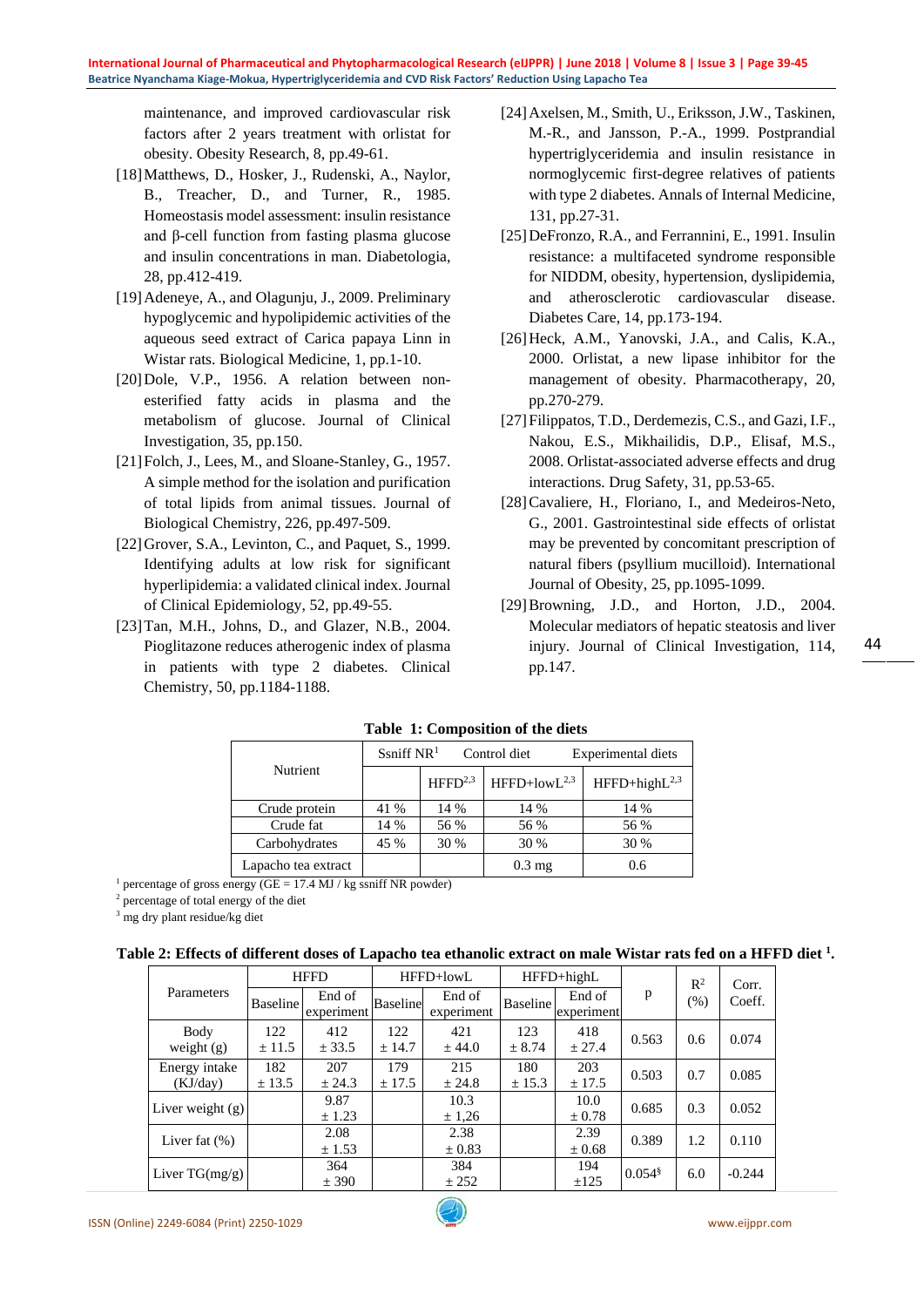maintenance, and improved cardiovascular risk factors after 2 years treatment with orlistat for obesity. Obesity Research, 8, pp.49-61.

[18] Matthews, D., Hosker, J., Rudenski, A., Naylor, B., Treacher, D., and Turner, R., 1985. Homeostasis model assessment: insulin resistance and β-cell function from fasting plasma glucose and insulin concentrations in man. Diabetologia, 28, pp.412-419.

[19] Adeneye, A., and Olagunju, J., 2009. Preliminary hypoglycemic and hypolipidemic activities of the aqueous seed extract of Carica papaya Linn in Wistar rats. Biological Medicine, 1, pp.1-10.

[20] Dole, V.P., 1956. A relation between non-esterified fatty acids in plasma and the metabolism of glucose. Journal of Clinical Investigation, 35, pp.150.

[21] Folch, J., Lees, M., and Sloane-Stanley, G., 1957. A simple method for the isolation and purification of total lipids from animal tissues. Journal of Biological Chemistry, 226, pp.497-509.

[22] Grover, S.A., Levinton, C., and Paquet, S., 1999. Identifying adults at low risk for significant hyperlipidemia: a validated clinical index. Journal of Clinical Epidemiology, 52, pp.49-55.

[23] Tan, M.H., Johns, D., and Glazer, N.B., 2004. Pioglitazone reduces atherogenic index of plasma in patients with type 2 diabetes. Clinical Chemistry, 50, pp.1184-1188.

[24] Axelsen, M., Smith, U., Eriksson, J.W., Taskinen, M.-R., and Jansson, P.-A., 1999. Postprandial hypertriglyceridemia and insulin resistance in normoglycemic first-degree relatives of patients with type 2 diabetes. Annals of Internal Medicine, 131, pp.27-31.

[25] DeFronzo, R.A., and Ferrannini, E., 1991. Insulin resistance: a multifaceted syndrome responsible for NIDDM, obesity, hypertension, dyslipidemia, and atherosclerotic cardiovascular disease. Diabetes Care, 14, pp.173-194.

[26] Heck, A.M., Yanovski, J.A., and Calis, K.A., 2000. Orlistat, a new lipase inhibitor for the management of obesity. Pharmacotherapy, 20, pp.270-279.

[27] Filippatos, T.D., Derdemezis, C.S., and Gazi, I.F., Nakou, E.S., Mikhailidis, D.P., Elisaf, M.S., 2008. Orlistat-associated adverse effects and drug interactions. Drug Safety, 31, pp.53-65.

[28] Cavaliere, H., Floriano, I., and Medeiros-Neto, G., 2001. Gastrointestinal side effects of orlistat may be prevented by concomitant prescription of natural fibers (psyllium mucilloid). International Journal of Obesity, 25, pp.1095-1099.

[29] Browning, J.D., and Horton, J.D., 2004. Molecular mediators of hepatic steatosis and liver injury. Journal of Clinical Investigation, 114, pp.147.

**Table 1: Composition of the diets**

| Nutrient | Ssniff NR[1] | Control diet | Experimental diets | |
|---|---|---|---|---|
| | | HFFD[2,3] | HFFD+lowL[2,3] | HFFD+highL[2,3] |
| Crude protein | 41 % | 14 % | 14 % | 14 % |
| Crude fat | 14 % | 56 % | 56 % | 56 % |
| Carbohydrates | 45 % | 30 % | 30 % | 30 % |
| Lapacho tea extract | | | 0.3 mg | 0.6 |

[1] percentage of gross energy (GE = 17.4 MJ / kg ssniff NR powder)
[2] percentage of total energy of the diet
[3] mg dry plant residue/kg diet

**Table 2: Effects of different doses of Lapacho tea ethanolic extract on male Wistar rats fed on a HFFD diet [1].**

| Parameters | HFFD | | HFFD+lowL | | HFFD+highL | | p | $R^2$ (%) | Corr. Coeff. |
|---|---|---|---|---|---|---|---|---|---|
| | Baseline | End of experiment | Baseline | End of experiment | Baseline | End of experiment | | | |
| Body weight (g) | 122 ± 11.5 | 412 ± 33.5 | 122 ± 14.7 | 421 ± 44.0 | 123 ± 8.74 | 418 ± 27.4 | 0.563 | 0.6 | 0.074 |
| Energy intake (KJ/day) | 182 ± 13.5 | 207 ± 24.3 | 179 ± 17.5 | 215 ± 24.8 | 180 ± 15.3 | 203 ± 17.5 | 0.503 | 0.7 | 0.085 |
| Liver weight (g) | | 9.87 ± 1.23 | | 10.3 ± 1,26 | | 10.0 ± 0.78 | 0.685 | 0.3 | 0.052 |
| Liver fat (%) | | 2.08 ± 1.53 | | 2.38 ± 0.83 | | 2.39 ± 0.68 | 0.389 | 1.2 | 0.110 |
| Liver TG(mg/g) | | 364 ± 390 | | 384 ± 252 | | 194 ±125 | 0.054§ | 6.0 | -0.244 |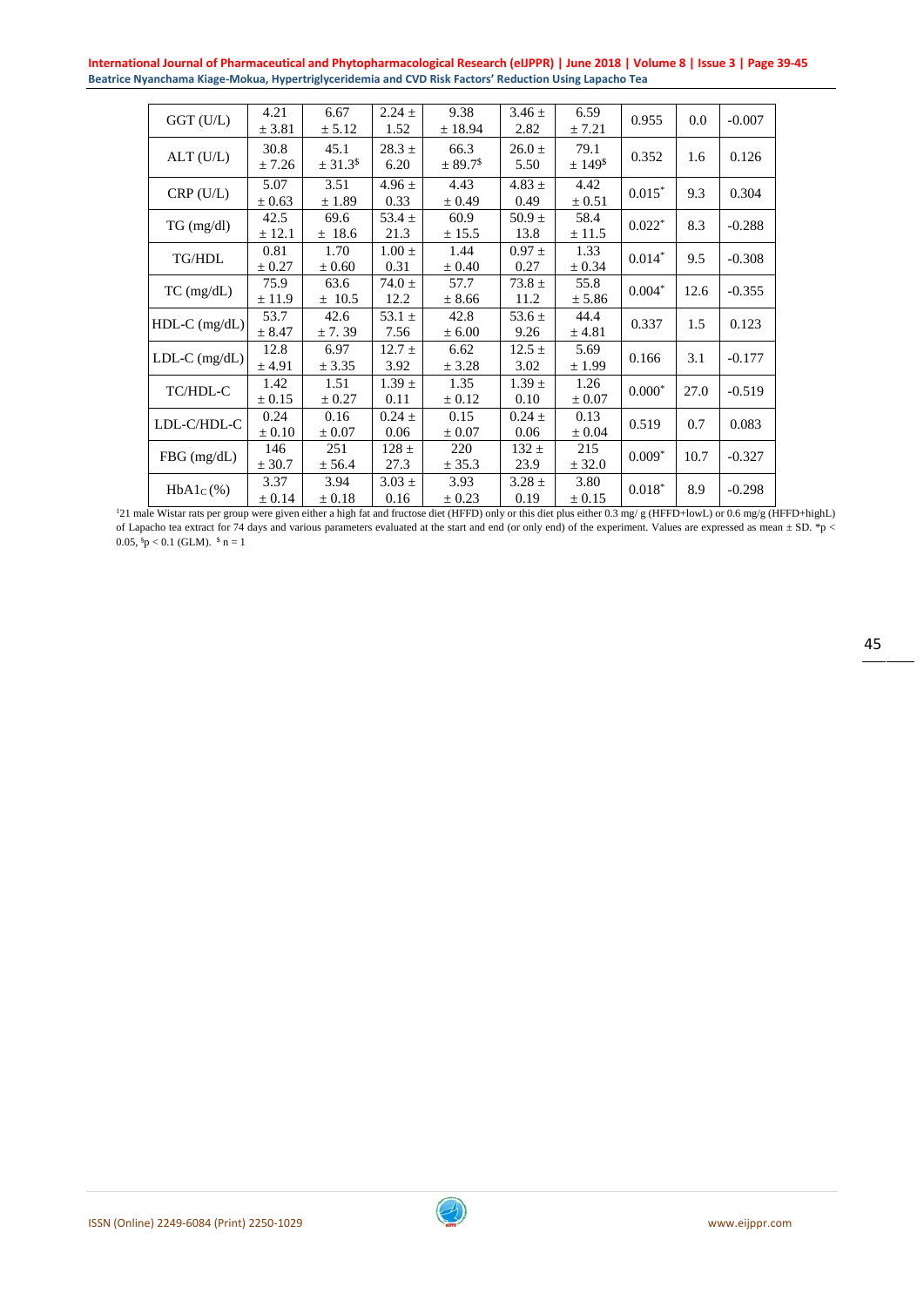| | | | | | | | | | |
|---|---|---|---|---|---|---|---|---|---|
| GGT (U/L) | 4.21 ± 3.81 | 6.67 ± 5.12 | 2.24 ± 1.52 | 9.38 ± 18.94 | 3.46 ± 2.82 | 6.59 ± 7.21 | 0.955 | 0.0 | -0.007 |
| ALT (U/L) | 30.8 ± 7.26 | 45.1 ± 31.3[$] | 28.3 ± 6.20 | 66.3 ± 89.7[$] | 26.0 ± 5.50 | 79.1 ± 149[$] | 0.352 | 1.6 | 0.126 |
| CRP (U/L) | 5.07 ± 0.63 | 3.51 ± 1.89 | 4.96 ± 0.33 | 4.43 ± 0.49 | 4.83 ± 0.49 | 4.42 ± 0.51 | 0.015* | 9.3 | 0.304 |
| TG (mg/dl) | 42.5 ± 12.1 | 69.6 ± 18.6 | 53.4 ± 21.3 | 60.9 ± 15.5 | 50.9 ± 13.8 | 58.4 ± 11.5 | 0.022* | 8.3 | -0.288 |
| TG/HDL | 0.81 ± 0.27 | 1.70 ± 0.60 | 1.00 ± 0.31 | 1.44 ± 0.40 | 0.97 ± 0.27 | 1.33 ± 0.34 | 0.014* | 9.5 | -0.308 |
| TC (mg/dL) | 75.9 ± 11.9 | 63.6 ± 10.5 | 74.0 ± 12.2 | 57.7 ± 8.66 | 73.8 ± 11.2 | 55.8 ± 5.86 | 0.004* | 12.6 | -0.355 |
| HDL-C (mg/dL) | 53.7 ± 8.47 | 42.6 ± 7. 39 | 53.1 ± 7.56 | 42.8 ± 6.00 | 53.6 ± 9.26 | 44.4 ± 4.81 | 0.337 | 1.5 | 0.123 |
| LDL-C (mg/dL) | 12.8 ± 4.91 | 6.97 ± 3.35 | 12.7 ± 3.92 | 6.62 ± 3.28 | 12.5 ± 3.02 | 5.69 ± 1.99 | 0.166 | 3.1 | -0.177 |
| TC/HDL-C | 1.42 ± 0.15 | 1.51 ± 0.27 | 1.39 ± 0.11 | 1.35 ± 0.12 | 1.39 ± 0.10 | 1.26 ± 0.07 | 0.000* | 27.0 | -0.519 |
| LDL-C/HDL-C | 0.24 ± 0.10 | 0.16 ± 0.07 | 0.24 ± 0.06 | 0.15 ± 0.07 | 0.24 ± 0.06 | 0.13 ± 0.04 | 0.519 | 0.7 | 0.083 |
| FBG (mg/dL) | 146 ± 30.7 | 251 ± 56.4 | 128 ± 27.3 | 220 ± 35.3 | 132 ± 23.9 | 215 ± 32.0 | 0.009* | 10.7 | -0.327 |
| $HbA1_C$ (%) | 3.37 ± 0.14 | 3.94 ± 0.18 | 3.03 ± 0.16 | 3.93 ± 0.23 | 3.28 ± 0.19 | 3.80 ± 0.15 | 0.018* | 8.9 | -0.298 |

[1]21 male Wistar rats per group were given either a high fat and fructose diet (HFFD) only or this diet plus either 0.3 mg/ g (HFFD+lowL) or 0.6 mg/g (HFFD+highL) of Lapacho tea extract for 74 days and various parameters evaluated at the start and end (or only end) of the experiment. Values are expressed as mean ± SD. *$p < 0.05$, [$]$p < 0.1$ (GLM). [$] n = 1